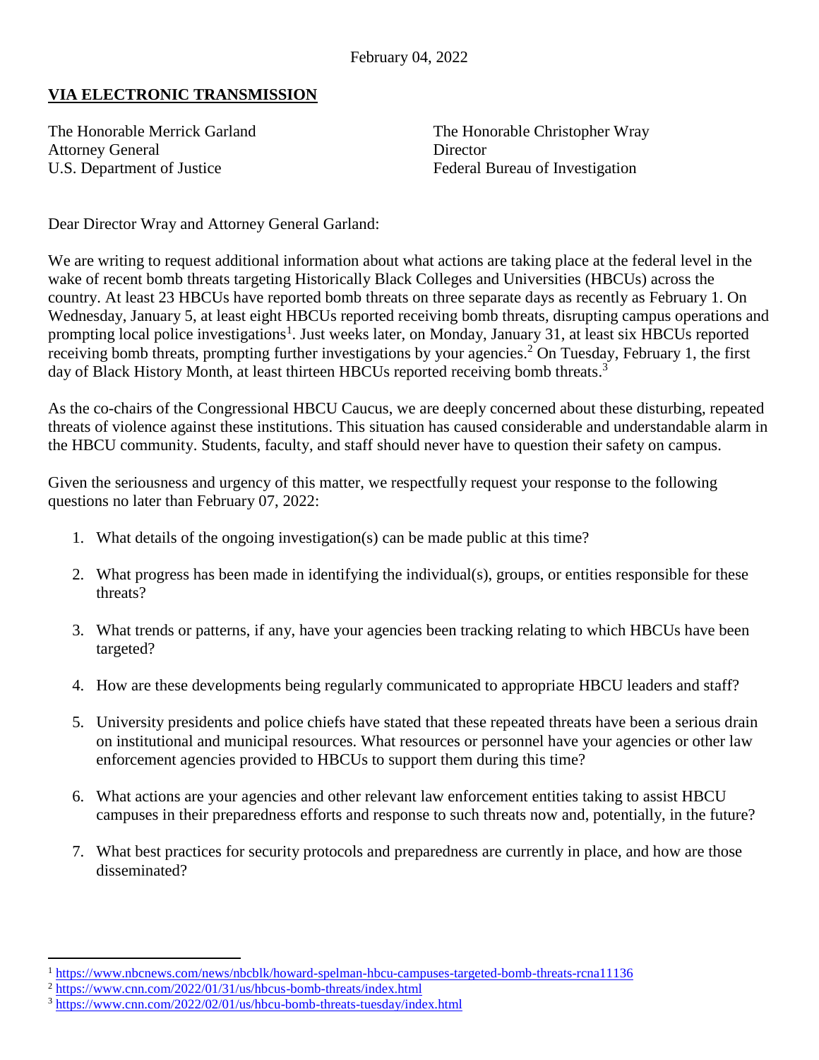February 04, 2022

**VIA ELECTRONIC TRANSMISSION**

The Honorable Merrick Garland
Attorney General
U.S. Department of Justice

The Honorable Christopher Wray
Director
Federal Bureau of Investigation

Dear Director Wray and Attorney General Garland:

We are writing to request additional information about what actions are taking place at the federal level in the wake of recent bomb threats targeting Historically Black Colleges and Universities (HBCUs) across the country. At least 23 HBCUs have reported bomb threats on three separate days as recently as February 1. On Wednesday, January 5, at least eight HBCUs reported receiving bomb threats, disrupting campus operations and prompting local police investigations[1]. Just weeks later, on Monday, January 31, at least six HBCUs reported receiving bomb threats, prompting further investigations by your agencies.[2] On Tuesday, February 1, the first day of Black History Month, at least thirteen HBCUs reported receiving bomb threats.[3]

As the co-chairs of the Congressional HBCU Caucus, we are deeply concerned about these disturbing, repeated threats of violence against these institutions. This situation has caused considerable and understandable alarm in the HBCU community. Students, faculty, and staff should never have to question their safety on campus.

Given the seriousness and urgency of this matter, we respectfully request your response to the following questions no later than February 07, 2022:

1. What details of the ongoing investigation(s) can be made public at this time?
2. What progress has been made in identifying the individual(s), groups, or entities responsible for these threats?
3. What trends or patterns, if any, have your agencies been tracking relating to which HBCUs have been targeted?
4. How are these developments being regularly communicated to appropriate HBCU leaders and staff?
5. University presidents and police chiefs have stated that these repeated threats have been a serious drain on institutional and municipal resources. What resources or personnel have your agencies or other law enforcement agencies provided to HBCUs to support them during this time?
6. What actions are your agencies and other relevant law enforcement entities taking to assist HBCU campuses in their preparedness efforts and response to such threats now and, potentially, in the future?
7. What best practices for security protocols and preparedness are currently in place, and how are those disseminated?

---

[1] https://www.nbcnews.com/news/nbcblk/howard-spelman-hbcu-campuses-targeted-bomb-threats-rcna11136
[2] https://www.cnn.com/2022/01/31/us/hbcus-bomb-threats/index.html
[3] https://www.cnn.com/2022/02/01/us/hbcu-bomb-threats-tuesday/index.html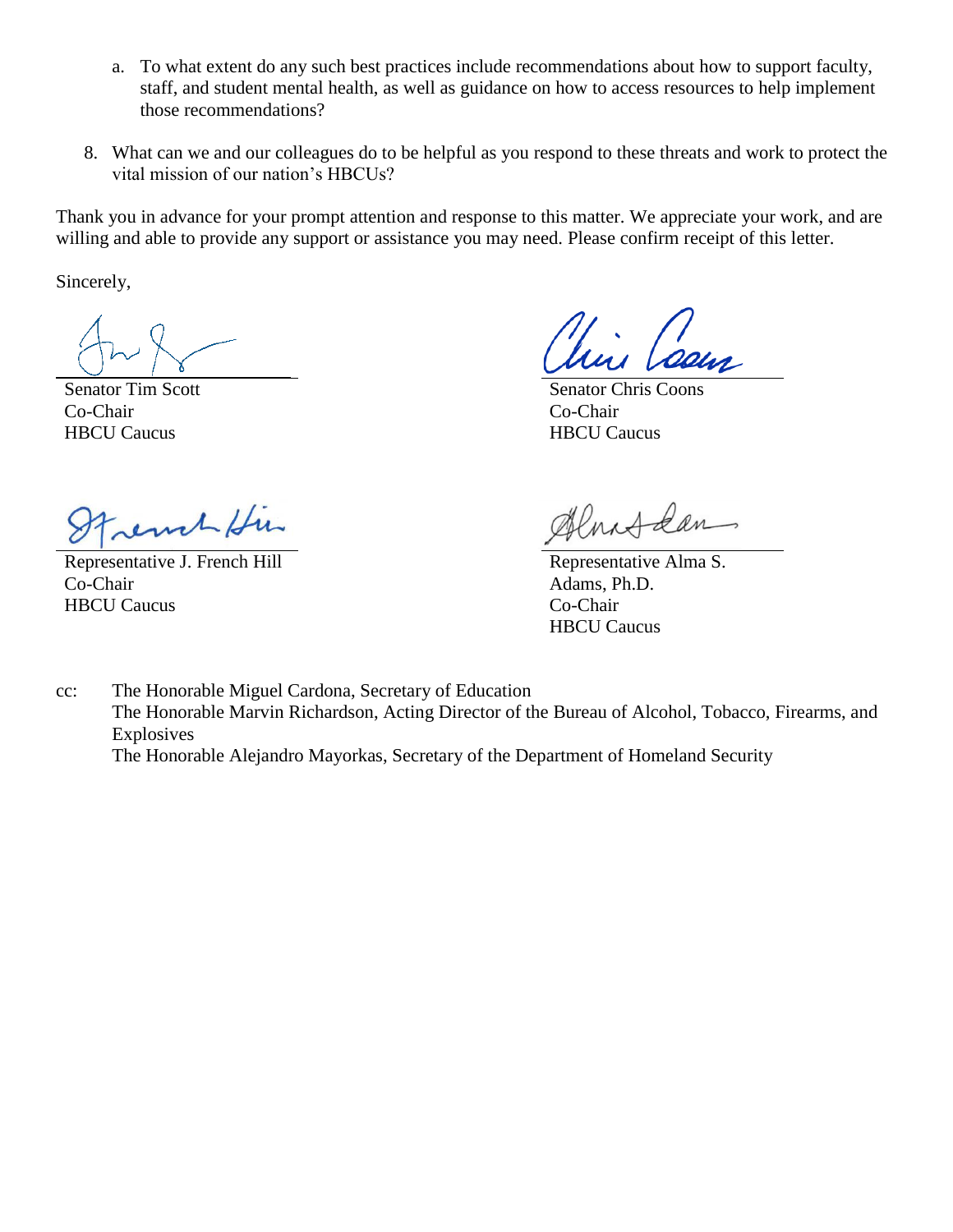a. To what extent do any such best practices include recommendations about how to support faculty, staff, and student mental health, as well as guidance on how to access resources to help implement those recommendations?

8. What can we and our colleagues do to be helpful as you respond to these threats and work to protect the vital mission of our nation's HBCUs?

Thank you in advance for your prompt attention and response to this matter. We appreciate your work, and are willing and able to provide any support or assistance you may need. Please confirm receipt of this letter.

Sincerely,

Senator Tim Scott
Co-Chair
HBCU Caucus

Senator Chris Coons
Co-Chair
HBCU Caucus

Representative J. French Hill
Co-Chair
HBCU Caucus

Representative Alma S. Adams, Ph.D.
Co-Chair
HBCU Caucus

cc: The Honorable Miguel Cardona, Secretary of Education
The Honorable Marvin Richardson, Acting Director of the Bureau of Alcohol, Tobacco, Firearms, and Explosives
The Honorable Alejandro Mayorkas, Secretary of the Department of Homeland Security